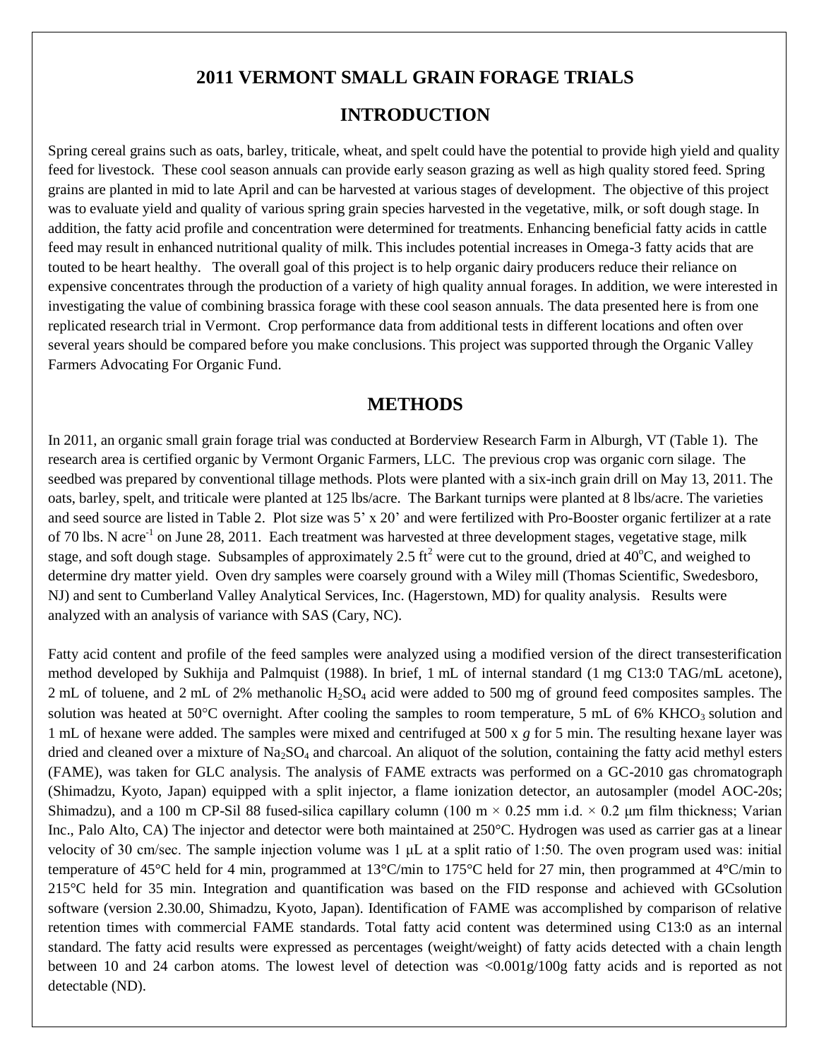# 2011 VERMONT SMALL GRAIN FORAGE TRIALS

## INTRODUCTION

Spring cereal grains such as oats, barley, triticale, wheat, and spelt could have the potential to provide high yield and quality feed for livestock. These cool season annuals can provide early season grazing as well as high quality stored feed. Spring grains are planted in mid to late April and can be harvested at various stages of development. The objective of this project was to evaluate yield and quality of various spring grain species harvested in the vegetative, milk, or soft dough stage. In addition, the fatty acid profile and concentration were determined for treatments. Enhancing beneficial fatty acids in cattle feed may result in enhanced nutritional quality of milk. This includes potential increases in Omega-3 fatty acids that are touted to be heart healthy. The overall goal of this project is to help organic dairy producers reduce their reliance on expensive concentrates through the production of a variety of high quality annual forages. In addition, we were interested in investigating the value of combining brassica forage with these cool season annuals. The data presented here is from one replicated research trial in Vermont. Crop performance data from additional tests in different locations and often over several years should be compared before you make conclusions. This project was supported through the Organic Valley Farmers Advocating For Organic Fund.

## METHODS

In 2011, an organic small grain forage trial was conducted at Borderview Research Farm in Alburgh, VT (Table 1). The research area is certified organic by Vermont Organic Farmers, LLC. The previous crop was organic corn silage. The seedbed was prepared by conventional tillage methods. Plots were planted with a six-inch grain drill on May 13, 2011. The oats, barley, spelt, and triticale were planted at 125 lbs/acre. The Barkant turnips were planted at 8 lbs/acre. The varieties and seed source are listed in Table 2. Plot size was 5' x 20' and were fertilized with Pro-Booster organic fertilizer at a rate of 70 lbs. N acre$^{-1}$ on June 28, 2011. Each treatment was harvested at three development stages, vegetative stage, milk stage, and soft dough stage. Subsamples of approximately 2.5 ft$^2$ were cut to the ground, dried at 40$^o$C, and weighed to determine dry matter yield. Oven dry samples were coarsely ground with a Wiley mill (Thomas Scientific, Swedesboro, NJ) and sent to Cumberland Valley Analytical Services, Inc. (Hagerstown, MD) for quality analysis. Results were analyzed with an analysis of variance with SAS (Cary, NC).

Fatty acid content and profile of the feed samples were analyzed using a modified version of the direct transesterification method developed by Sukhija and Palmquist (1988). In brief, 1 mL of internal standard (1 mg C13:0 TAG/mL acetone), 2 mL of toluene, and 2 mL of 2% methanolic $H_2SO_4$ acid were added to 500 mg of ground feed composites samples. The solution was heated at 50°C overnight. After cooling the samples to room temperature, 5 mL of 6% $KHCO_3$ solution and 1 mL of hexane were added. The samples were mixed and centrifuged at 500 x *g* for 5 min. The resulting hexane layer was dried and cleaned over a mixture of $Na_2SO_4$ and charcoal. An aliquot of the solution, containing the fatty acid methyl esters (FAME), was taken for GLC analysis. The analysis of FAME extracts was performed on a GC-2010 gas chromatograph (Shimadzu, Kyoto, Japan) equipped with a split injector, a flame ionization detector, an autosampler (model AOC-20s; Shimadzu), and a 100 m CP-Sil 88 fused-silica capillary column (100 m × 0.25 mm i.d. × 0.2 μm film thickness; Varian Inc., Palo Alto, CA) The injector and detector were both maintained at 250°C. Hydrogen was used as carrier gas at a linear velocity of 30 cm/sec. The sample injection volume was 1 μL at a split ratio of 1:50. The oven program used was: initial temperature of 45°C held for 4 min, programmed at 13°C/min to 175°C held for 27 min, then programmed at 4°C/min to 215°C held for 35 min. Integration and quantification was based on the FID response and achieved with GCsolution software (version 2.30.00, Shimadzu, Kyoto, Japan). Identification of FAME was accomplished by comparison of relative retention times with commercial FAME standards. Total fatty acid content was determined using C13:0 as an internal standard. The fatty acid results were expressed as percentages (weight/weight) of fatty acids detected with a chain length between 10 and 24 carbon atoms. The lowest level of detection was <0.001g/100g fatty acids and is reported as not detectable (ND).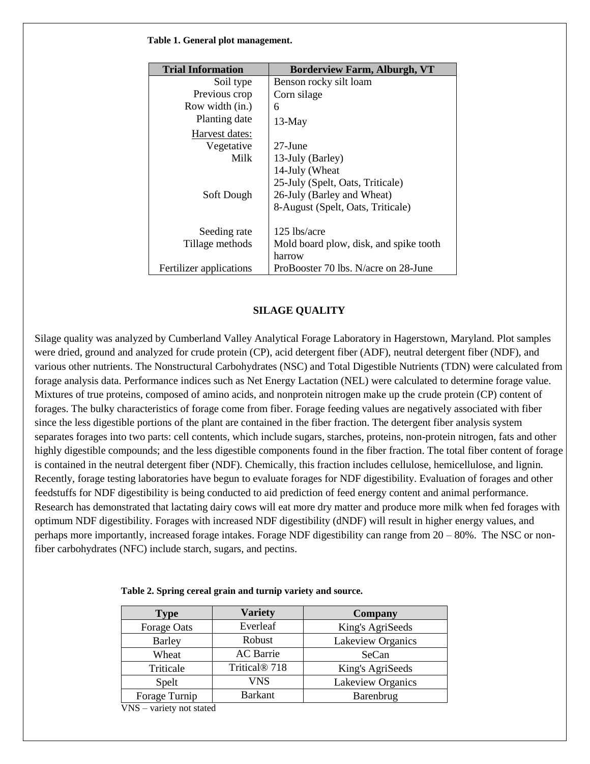**Table 1. General plot management.**

| Trial Information | Borderview Farm, Alburgh, VT |
|---|---|
| Soil type | Benson rocky silt loam |
| Previous crop | Corn silage |
| Row width (in.) | 6 |
| Planting date | 13-May |
| Harvest dates: | |
| Vegetative | 27-June |
| Milk | 13-July (Barley)<br>14-July (Wheat<br>25-July (Spelt, Oats, Triticale) |
| Soft Dough | 26-July (Barley and Wheat)<br>8-August (Spelt, Oats, Triticale) |
| Seeding rate | 125 lbs/acre |
| Tillage methods | Mold board plow, disk, and spike tooth harrow |
| Fertilizer applications | ProBooster 70 lbs. N/acre on 28-June |

## SILAGE QUALITY

Silage quality was analyzed by Cumberland Valley Analytical Forage Laboratory in Hagerstown, Maryland. Plot samples were dried, ground and analyzed for crude protein (CP), acid detergent fiber (ADF), neutral detergent fiber (NDF), and various other nutrients. The Nonstructural Carbohydrates (NSC) and Total Digestible Nutrients (TDN) were calculated from forage analysis data. Performance indices such as Net Energy Lactation (NEL) were calculated to determine forage value. Mixtures of true proteins, composed of amino acids, and nonprotein nitrogen make up the crude protein (CP) content of forages. The bulky characteristics of forage come from fiber. Forage feeding values are negatively associated with fiber since the less digestible portions of the plant are contained in the fiber fraction. The detergent fiber analysis system separates forages into two parts: cell contents, which include sugars, starches, proteins, non-protein nitrogen, fats and other highly digestible compounds; and the less digestible components found in the fiber fraction. The total fiber content of forage is contained in the neutral detergent fiber (NDF). Chemically, this fraction includes cellulose, hemicellulose, and lignin. Recently, forage testing laboratories have begun to evaluate forages for NDF digestibility. Evaluation of forages and other feedstuffs for NDF digestibility is being conducted to aid prediction of feed energy content and animal performance. Research has demonstrated that lactating dairy cows will eat more dry matter and produce more milk when fed forages with optimum NDF digestibility. Forages with increased NDF digestibility (dNDF) will result in higher energy values, and perhaps more importantly, increased forage intakes. Forage NDF digestibility can range from 20 – 80%. The NSC or non-fiber carbohydrates (NFC) include starch, sugars, and pectins.

**Table 2. Spring cereal grain and turnip variety and source.**

| Type | Variety | Company |
|---|---|---|
| Forage Oats | Everleaf | King's AgriSeeds |
| Barley | Robust | Lakeview Organics |
| Wheat | AC Barrie | SeCan |
| Triticale | Tritical® 718 | King's AgriSeeds |
| Spelt | VNS | Lakeview Organics |
| Forage Turnip | Barkant | Barenbrug |

VNS – variety not stated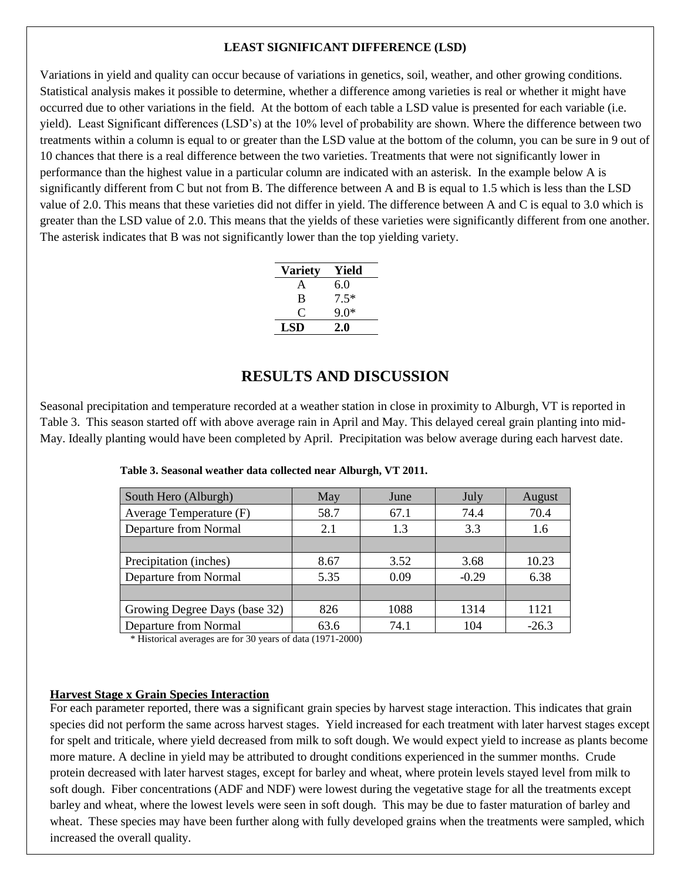## LEAST SIGNIFICANT DIFFERENCE (LSD)

Variations in yield and quality can occur because of variations in genetics, soil, weather, and other growing conditions. Statistical analysis makes it possible to determine, whether a difference among varieties is real or whether it might have occurred due to other variations in the field. At the bottom of each table a LSD value is presented for each variable (i.e. yield). Least Significant differences (LSD's) at the 10% level of probability are shown. Where the difference between two treatments within a column is equal to or greater than the LSD value at the bottom of the column, you can be sure in 9 out of 10 chances that there is a real difference between the two varieties. Treatments that were not significantly lower in performance than the highest value in a particular column are indicated with an asterisk. In the example below A is significantly different from C but not from B. The difference between A and B is equal to 1.5 which is less than the LSD value of 2.0. This means that these varieties did not differ in yield. The difference between A and C is equal to 3.0 which is greater than the LSD value of 2.0. This means that the yields of these varieties were significantly different from one another. The asterisk indicates that B was not significantly lower than the top yielding variety.

| Variety | Yield |
|---|---|
| A | 6.0 |
| B | 7.5* |
| C | 9.0* |
| **LSD** | **2.0** |

# RESULTS AND DISCUSSION

Seasonal precipitation and temperature recorded at a weather station in close in proximity to Alburgh, VT is reported in Table 3. This season started off with above average rain in April and May. This delayed cereal grain planting into mid-May. Ideally planting would have been completed by April. Precipitation was below average during each harvest date.

**Table 3. Seasonal weather data collected near Alburgh, VT 2011.**

| South Hero (Alburgh) | May | June | July | August |
|---|---|---|---|---|
| Average Temperature (F) | 58.7 | 67.1 | 74.4 | 70.4 |
| Departure from Normal | 2.1 | 1.3 | 3.3 | 1.6 |
| | | | | |
| Precipitation (inches) | 8.67 | 3.52 | 3.68 | 10.23 |
| Departure from Normal | 5.35 | 0.09 | -0.29 | 6.38 |
| | | | | |
| Growing Degree Days (base 32) | 826 | 1088 | 1314 | 1121 |
| Departure from Normal | 63.6 | 74.1 | 104 | -26.3 |

\* Historical averages are for 30 years of data (1971-2000)

**Harvest Stage x Grain Species Interaction**

For each parameter reported, there was a significant grain species by harvest stage interaction. This indicates that grain species did not perform the same across harvest stages. Yield increased for each treatment with later harvest stages except for spelt and triticale, where yield decreased from milk to soft dough. We would expect yield to increase as plants become more mature. A decline in yield may be attributed to drought conditions experienced in the summer months. Crude protein decreased with later harvest stages, except for barley and wheat, where protein levels stayed level from milk to soft dough. Fiber concentrations (ADF and NDF) were lowest during the vegetative stage for all the treatments except barley and wheat, where the lowest levels were seen in soft dough. This may be due to faster maturation of barley and wheat. These species may have been further along with fully developed grains when the treatments were sampled, which increased the overall quality.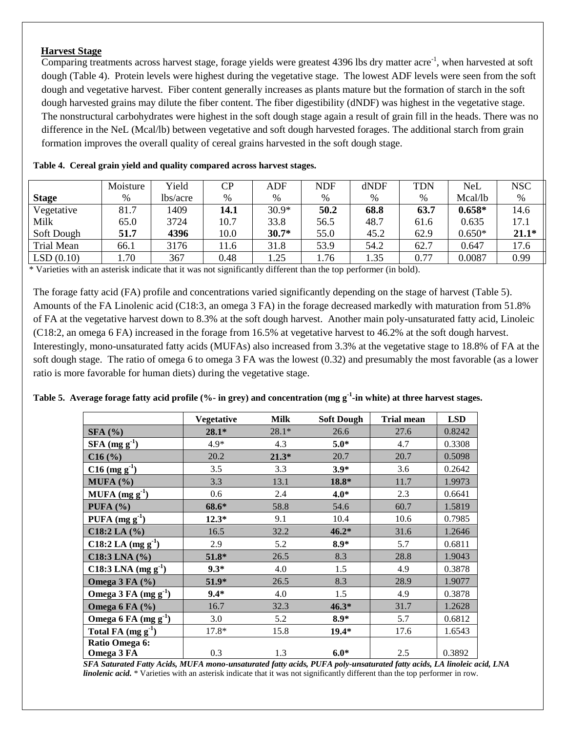## Harvest Stage

Comparing treatments across harvest stage, forage yields were greatest 4396 lbs dry matter acre$^{-1}$, when harvested at soft dough (Table 4). Protein levels were highest during the vegetative stage. The lowest ADF levels were seen from the soft dough and vegetative harvest. Fiber content generally increases as plants mature but the formation of starch in the soft dough harvested grains may dilute the fiber content. The fiber digestibility (dNDF) was highest in the vegetative stage. The nonstructural carbohydrates were highest in the soft dough stage again a result of grain fill in the heads. There was no difference in the NeL (Mcal/lb) between vegetative and soft dough harvested forages. The additional starch from grain formation improves the overall quality of cereal grains harvested in the soft dough stage.

**Table 4. Cereal grain yield and quality compared across harvest stages.**

| Stage | Moisture % | Yield lbs/acre | CP % | ADF % | NDF % | dNDF % | TDN % | NeL Mcal/lb | NSC % |
|---|---|---|---|---|---|---|---|---|---|
| Vegetative | 81.7 | 1409 | **14.1** | 30.9* | **50.2** | **68.8** | **63.7** | **0.658*** | 14.6 |
| Milk | 65.0 | 3724 | 10.7 | 33.8 | 56.5 | 48.7 | 61.6 | 0.635 | 17.1 |
| Soft Dough | **51.7** | **4396** | 10.0 | **30.7*** | 55.0 | 45.2 | 62.9 | 0.650* | **21.1*** |
| Trial Mean | 66.1 | 3176 | 11.6 | 31.8 | 53.9 | 54.2 | 62.7 | 0.647 | 17.6 |
| LSD (0.10) | 1.70 | 367 | 0.48 | 1.25 | 1.76 | 1.35 | 0.77 | 0.0087 | 0.99 |

\* Varieties with an asterisk indicate that it was not significantly different than the top performer (in bold).

The forage fatty acid (FA) profile and concentrations varied significantly depending on the stage of harvest (Table 5). Amounts of the FA Linolenic acid (C18:3, an omega 3 FA) in the forage decreased markedly with maturation from 51.8% of FA at the vegetative harvest down to 8.3% at the soft dough harvest. Another main poly-unsaturated fatty acid, Linoleic (C18:2, an omega 6 FA) increased in the forage from 16.5% at vegetative harvest to 46.2% at the soft dough harvest. Interestingly, mono-unsaturated fatty acids (MUFAs) also increased from 3.3% at the vegetative stage to 18.8% of FA at the soft dough stage. The ratio of omega 6 to omega 3 FA was the lowest (0.32) and presumably the most favorable (as a lower ratio is more favorable for human diets) during the vegetative stage.

**Table 5. Average forage fatty acid profile (%- in grey) and concentration (mg g$^{-1}$-in white) at three harvest stages.**

| | Vegetative | Milk | Soft Dough | Trial mean | LSD |
|---|---|---|---|---|---|
| **SFA (%)** | **28.1*** | 28.1* | 26.6 | 27.6 | 0.8242 |
| **SFA (mg g$^{-1}$)** | 4.9* | 4.3 | **5.0*** | 4.7 | 0.3308 |
| **C16 (%)** | 20.2 | **21.3*** | 20.7 | 20.7 | 0.5098 |
| **C16 (mg g$^{-1}$)** | 3.5 | 3.3 | **3.9*** | 3.6 | 0.2642 |
| **MUFA (%)** | 3.3 | 13.1 | **18.8*** | 11.7 | 1.9973 |
| **MUFA (mg g$^{-1}$)** | 0.6 | 2.4 | **4.0*** | 2.3 | 0.6641 |
| **PUFA (%)** | **68.6*** | 58.8 | 54.6 | 60.7 | 1.5819 |
| **PUFA (mg g$^{-1}$)** | **12.3*** | 9.1 | 10.4 | 10.6 | 0.7985 |
| **C18:2 LA (%)** | 16.5 | 32.2 | **46.2*** | 31.6 | 1.2646 |
| **C18:2 LA (mg g$^{-1}$)** | 2.9 | 5.2 | **8.9*** | 5.7 | 0.6811 |
| **C18:3 LNA (%)** | **51.8*** | 26.5 | 8.3 | 28.8 | 1.9043 |
| **C18:3 LNA (mg g$^{-1}$)** | **9.3*** | 4.0 | 1.5 | 4.9 | 0.3878 |
| **Omega 3 FA (%)** | **51.9*** | 26.5 | 8.3 | 28.9 | 1.9077 |
| **Omega 3 FA (mg g$^{-1}$)** | **9.4*** | 4.0 | 1.5 | 4.9 | 0.3878 |
| **Omega 6 FA (%)** | 16.7 | 32.3 | **46.3*** | 31.7 | 1.2628 |
| **Omega 6 FA (mg g$^{-1}$)** | 3.0 | 5.2 | **8.9*** | 5.7 | 0.6812 |
| **Total FA (mg g$^{-1}$)** | 17.8* | 15.8 | **19.4*** | 17.6 | 1.6543 |
| **Ratio Omega 6: Omega 3 FA** | 0.3 | 1.3 | **6.0*** | 2.5 | 0.3892 |

***SFA Saturated Fatty Acids, MUFA mono-unsaturated fatty acids, PUFA poly-unsaturated fatty acids, LA linoleic acid, LNA linolenic acid.*** \* Varieties with an asterisk indicate that it was not significantly different than the top performer in row.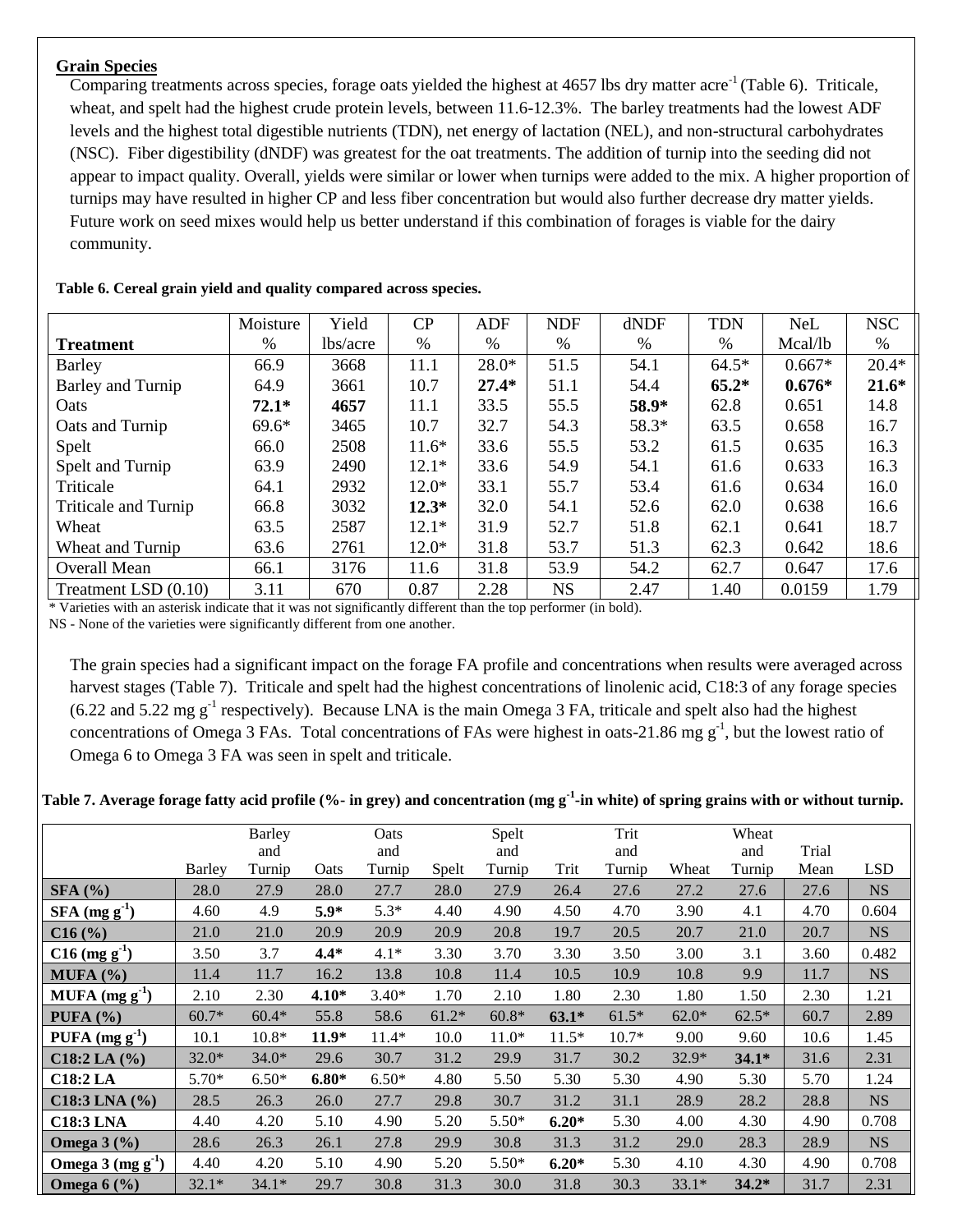## Grain Species

Comparing treatments across species, forage oats yielded the highest at 4657 lbs dry matter acre$^{-1}$ (Table 6). Triticale, wheat, and spelt had the highest crude protein levels, between 11.6-12.3%. The barley treatments had the lowest ADF levels and the highest total digestible nutrients (TDN), net energy of lactation (NEL), and non-structural carbohydrates (NSC). Fiber digestibility (dNDF) was greatest for the oat treatments. The addition of turnip into the seeding did not appear to impact quality. Overall, yields were similar or lower when turnips were added to the mix. A higher proportion of turnips may have resulted in higher CP and less fiber concentration but would also further decrease dry matter yields. Future work on seed mixes would help us better understand if this combination of forages is viable for the dairy community.

**Table 6. Cereal grain yield and quality compared across species.**

| Treatment | Moisture % | Yield lbs/acre | CP % | ADF % | NDF % | dNDF % | TDN % | NeL Mcal/lb | NSC % |
|---|---|---|---|---|---|---|---|---|---|
| Barley | 66.9 | 3668 | 11.1 | 28.0* | 51.5 | 54.1 | 64.5* | 0.667* | 20.4* |
| Barley and Turnip | 64.9 | 3661 | 10.7 | **27.4*** | 51.1 | 54.4 | **65.2*** | **0.676*** | **21.6*** |
| Oats | **72.1*** | **4657** | 11.1 | 33.5 | 55.5 | **58.9*** | 62.8 | 0.651 | 14.8 |
| Oats and Turnip | 69.6* | 3465 | 10.7 | 32.7 | 54.3 | 58.3* | 63.5 | 0.658 | 16.7 |
| Spelt | 66.0 | 2508 | 11.6* | 33.6 | 55.5 | 53.2 | 61.5 | 0.635 | 16.3 |
| Spelt and Turnip | 63.9 | 2490 | 12.1* | 33.6 | 54.9 | 54.1 | 61.6 | 0.633 | 16.3 |
| Triticale | 64.1 | 2932 | 12.0* | 33.1 | 55.7 | 53.4 | 61.6 | 0.634 | 16.0 |
| Triticale and Turnip | 66.8 | 3032 | **12.3*** | 32.0 | 54.1 | 52.6 | 62.0 | 0.638 | 16.6 |
| Wheat | 63.5 | 2587 | 12.1* | 31.9 | 52.7 | 51.8 | 62.1 | 0.641 | 18.7 |
| Wheat and Turnip | 63.6 | 2761 | 12.0* | 31.8 | 53.7 | 51.3 | 62.3 | 0.642 | 18.6 |
| Overall Mean | 66.1 | 3176 | 11.6 | 31.8 | 53.9 | 54.2 | 62.7 | 0.647 | 17.6 |
| Treatment LSD (0.10) | 3.11 | 670 | 0.87 | 2.28 | NS | 2.47 | 1.40 | 0.0159 | 1.79 |

\* Varieties with an asterisk indicate that it was not significantly different than the top performer (in bold).
NS - None of the varieties were significantly different from one another.

The grain species had a significant impact on the forage FA profile and concentrations when results were averaged across harvest stages (Table 7). Triticale and spelt had the highest concentrations of linolenic acid, C18:3 of any forage species (6.22 and 5.22 mg g$^{-1}$ respectively). Because LNA is the main Omega 3 FA, triticale and spelt also had the highest concentrations of Omega 3 FAs. Total concentrations of FAs were highest in oats-21.86 mg g$^{-1}$, but the lowest ratio of Omega 6 to Omega 3 FA was seen in spelt and triticale.

**Table 7. Average forage fatty acid profile (%- in grey) and concentration (mg g$^{-1}$-in white) of spring grains with or without turnip.**

| | Barley | Barley and Turnip | Oats | Oats and Turnip | Spelt | Spelt and Turnip | Trit | Trit and Turnip | Wheat | Wheat and Turnip | Trial Mean | LSD |
|---|---|---|---|---|---|---|---|---|---|---|---|---|
| **SFA (%)** | 28.0 | 27.9 | 28.0 | 27.7 | 28.0 | 27.9 | 26.4 | 27.6 | 27.2 | 27.6 | 27.6 | NS |
| **SFA (mg g$^{-1}$)** | 4.60 | 4.9 | **5.9*** | 5.3* | 4.40 | 4.90 | 4.50 | 4.70 | 3.90 | 4.1 | 4.70 | 0.604 |
| **C16 (%)** | 21.0 | 21.0 | 20.9 | 20.9 | 20.9 | 20.8 | 19.7 | 20.5 | 20.7 | 21.0 | 20.7 | NS |
| **C16 (mg g$^{-1}$)** | 3.50 | 3.7 | **4.4*** | 4.1* | 3.30 | 3.70 | 3.30 | 3.50 | 3.00 | 3.1 | 3.60 | 0.482 |
| **MUFA (%)** | 11.4 | 11.7 | 16.2 | 13.8 | 10.8 | 11.4 | 10.5 | 10.9 | 10.8 | 9.9 | 11.7 | NS |
| **MUFA (mg g$^{-1}$)** | 2.10 | 2.30 | **4.10*** | 3.40* | 1.70 | 2.10 | 1.80 | 2.30 | 1.80 | 1.50 | 2.30 | 1.21 |
| **PUFA (%)** | 60.7* | 60.4* | 55.8 | 58.6 | 61.2* | 60.8* | **63.1*** | 61.5* | 62.0* | 62.5* | 60.7 | 2.89 |
| **PUFA (mg g$^{-1}$)** | 10.1 | 10.8* | **11.9*** | 11.4* | 10.0 | 11.0* | 11.5* | 10.7* | 9.00 | 9.60 | 10.6 | 1.45 |
| **C18:2 LA (%)** | 32.0* | 34.0* | 29.6 | 30.7 | 31.2 | 29.9 | 31.7 | 30.2 | 32.9* | **34.1*** | 31.6 | 2.31 |
| **C18:2 LA** | 5.70* | 6.50* | **6.80*** | 6.50* | 4.80 | 5.50 | 5.30 | 5.30 | 4.90 | 5.30 | 5.70 | 1.24 |
| **C18:3 LNA (%)** | 28.5 | 26.3 | 26.0 | 27.7 | 29.8 | 30.7 | 31.2 | 31.1 | 28.9 | 28.2 | 28.8 | NS |
| **C18:3 LNA** | 4.40 | 4.20 | 5.10 | 4.90 | 5.20 | 5.50* | **6.20*** | 5.30 | 4.00 | 4.30 | 4.90 | 0.708 |
| **Omega 3 (%)** | 28.6 | 26.3 | 26.1 | 27.8 | 29.9 | 30.8 | 31.3 | 31.2 | 29.0 | 28.3 | 28.9 | NS |
| **Omega 3 (mg g$^{-1}$)** | 4.40 | 4.20 | 5.10 | 4.90 | 5.20 | 5.50* | **6.20*** | 5.30 | 4.10 | 4.30 | 4.90 | 0.708 |
| **Omega 6 (%)** | 32.1* | 34.1* | 29.7 | 30.8 | 31.3 | 30.0 | 31.8 | 30.3 | 33.1* | **34.2*** | 31.7 | 2.31 |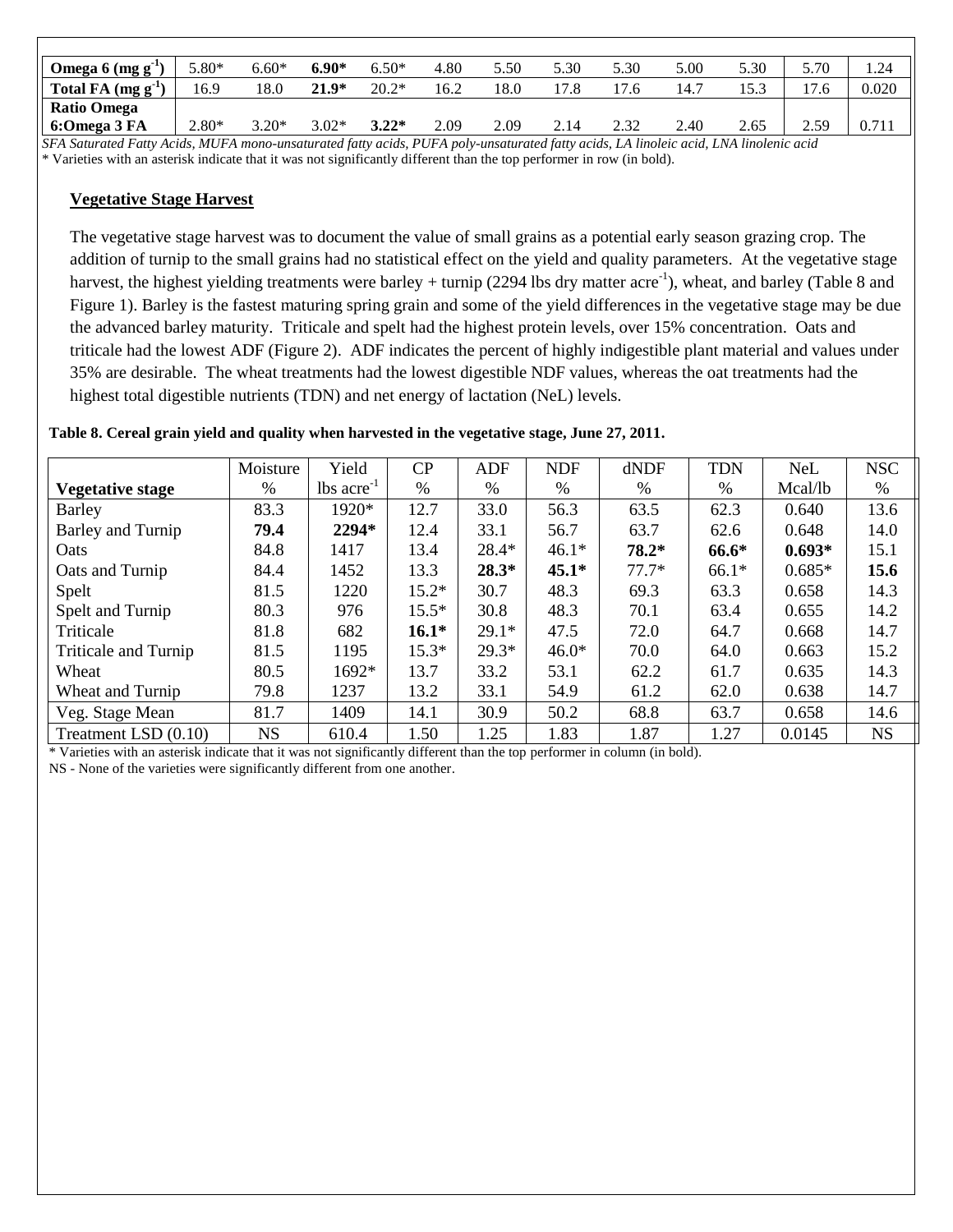| Omega 6 (mg $g^{-1}$) | 5.80* | 6.60* | **6.90*** | 6.50* | 4.80 | 5.50 | 5.30 | 5.30 | 5.00 | 5.30 | 5.70 | 1.24 |
|---|---|---|---|---|---|---|---|---|---|---|---|---|
| Total FA (mg $g^{-1}$) | 16.9 | 18.0 | **21.9*** | 20.2* | 16.2 | 18.0 | 17.8 | 17.6 | 14.7 | 15.3 | 17.6 | 0.020 |
| Ratio Omega 6:Omega 3 FA | 2.80* | 3.20* | 3.02* | **3.22*** | 2.09 | 2.09 | 2.14 | 2.32 | 2.40 | 2.65 | 2.59 | 0.711 |

*SFA Saturated Fatty Acids, MUFA mono-unsaturated fatty acids, PUFA poly-unsaturated fatty acids, LA linoleic acid, LNA linolenic acid*

\* Varieties with an asterisk indicate that it was not significantly different than the top performer in row (in bold).

## Vegetative Stage Harvest

The vegetative stage harvest was to document the value of small grains as a potential early season grazing crop. The addition of turnip to the small grains had no statistical effect on the yield and quality parameters. At the vegetative stage harvest, the highest yielding treatments were barley + turnip (2294 lbs dry matter acre$^{-1}$), wheat, and barley (Table 8 and Figure 1). Barley is the fastest maturing spring grain and some of the yield differences in the vegetative stage may be due the advanced barley maturity. Triticale and spelt had the highest protein levels, over 15% concentration. Oats and triticale had the lowest ADF (Figure 2). ADF indicates the percent of highly indigestible plant material and values under 35% are desirable. The wheat treatments had the lowest digestible NDF values, whereas the oat treatments had the highest total digestible nutrients (TDN) and net energy of lactation (NeL) levels.

**Table 8. Cereal grain yield and quality when harvested in the vegetative stage, June 27, 2011.**

| Vegetative stage | Moisture % | Yield lbs acre$^{-1}$ | CP % | ADF % | NDF % | dNDF % | TDN % | NeL Mcal/lb | NSC % |
|---|---|---|---|---|---|---|---|---|---|
| Barley | 83.3 | 1920* | 12.7 | 33.0 | 56.3 | 63.5 | 62.3 | 0.640 | 13.6 |
| Barley and Turnip | **79.4** | **2294*** | 12.4 | 33.1 | 56.7 | 63.7 | 62.6 | 0.648 | 14.0 |
| Oats | 84.8 | 1417 | 13.4 | 28.4* | 46.1* | **78.2*** | **66.6*** | **0.693*** | 15.1 |
| Oats and Turnip | 84.4 | 1452 | 13.3 | **28.3*** | **45.1*** | 77.7* | 66.1* | 0.685* | **15.6** |
| Spelt | 81.5 | 1220 | 15.2* | 30.7 | 48.3 | 69.3 | 63.3 | 0.658 | 14.3 |
| Spelt and Turnip | 80.3 | 976 | 15.5* | 30.8 | 48.3 | 70.1 | 63.4 | 0.655 | 14.2 |
| Triticale | 81.8 | 682 | **16.1*** | 29.1* | 47.5 | 72.0 | 64.7 | 0.668 | 14.7 |
| Triticale and Turnip | 81.5 | 1195 | 15.3* | 29.3* | 46.0* | 70.0 | 64.0 | 0.663 | 15.2 |
| Wheat | 80.5 | 1692* | 13.7 | 33.2 | 53.1 | 62.2 | 61.7 | 0.635 | 14.3 |
| Wheat and Turnip | 79.8 | 1237 | 13.2 | 33.1 | 54.9 | 61.2 | 62.0 | 0.638 | 14.7 |
| Veg. Stage Mean | 81.7 | 1409 | 14.1 | 30.9 | 50.2 | 68.8 | 63.7 | 0.658 | 14.6 |
| Treatment LSD (0.10) | NS | 610.4 | 1.50 | 1.25 | 1.83 | 1.87 | 1.27 | 0.0145 | NS |

\* Varieties with an asterisk indicate that it was not significantly different than the top performer in column (in bold).

NS - None of the varieties were significantly different from one another.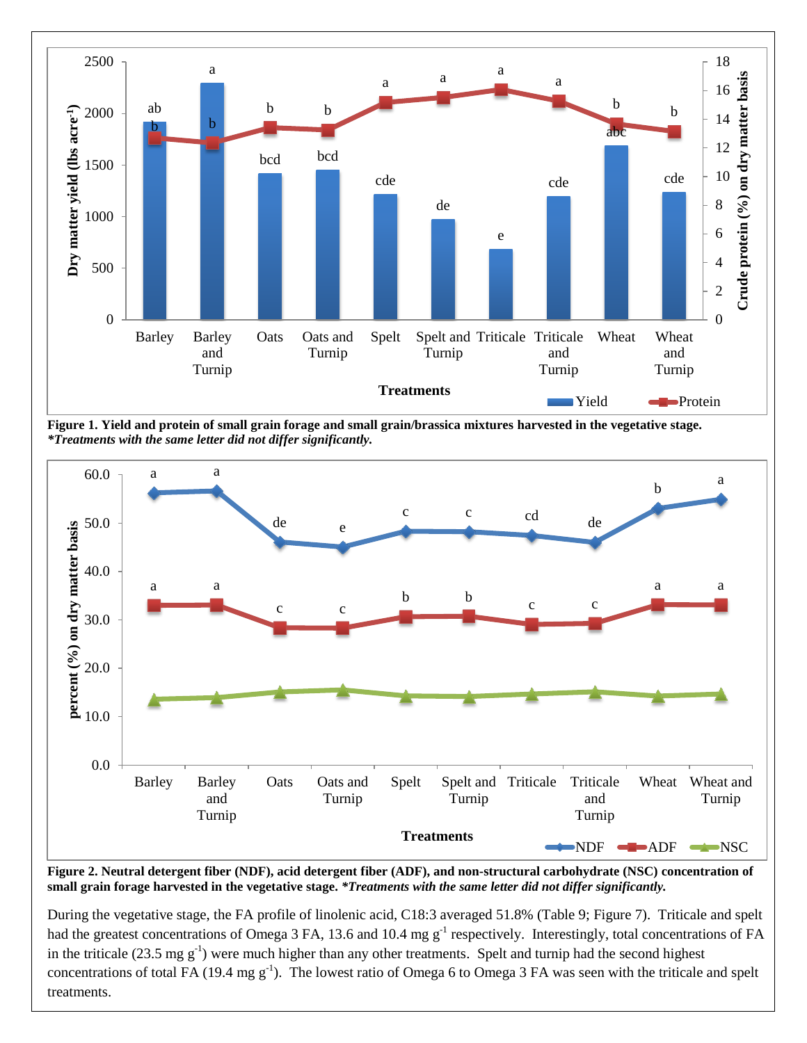**Figure 1. Yield and protein of small grain forage and small grain/brassica mixtures harvested in the vegetative stage.** ***Treatments with the same letter did not differ significantly.***

**Figure 2. Neutral detergent fiber (NDF), acid detergent fiber (ADF), and non-structural carbohydrate (NSC) concentration of small grain forage harvested in the vegetative stage.** ***Treatments with the same letter did not differ significantly.***

During the vegetative stage, the FA profile of linolenic acid, C18:3 averaged 51.8% (Table 9; Figure 7). Triticale and spelt had the greatest concentrations of Omega 3 FA, 13.6 and 10.4 mg $g^{-1}$ respectively. Interestingly, total concentrations of FA in the triticale (23.5 mg $g^{-1}$) were much higher than any other treatments. Spelt and turnip had the second highest concentrations of total FA (19.4 mg $g^{-1}$). The lowest ratio of Omega 6 to Omega 3 FA was seen with the triticale and spelt treatments.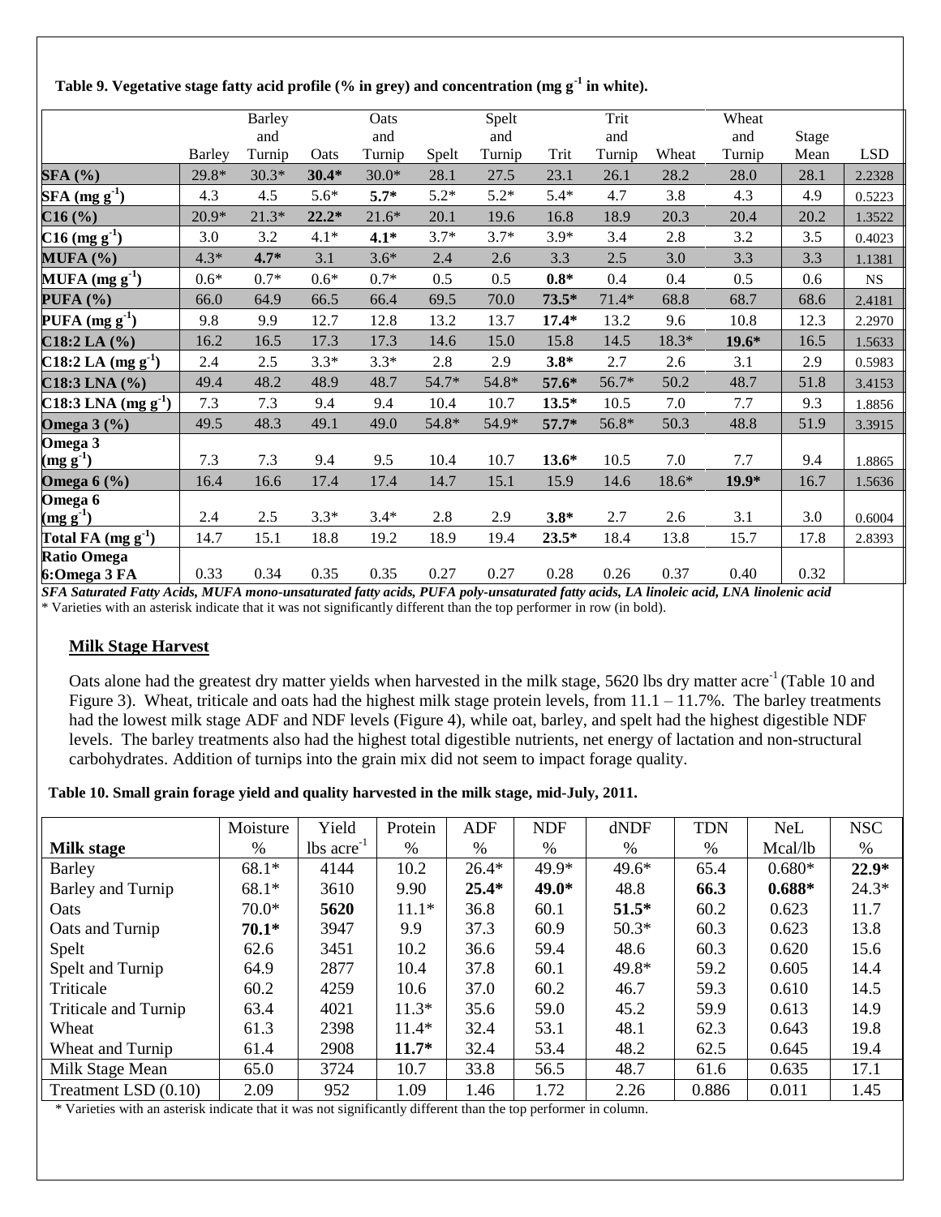**Table 9. Vegetative stage fatty acid profile (% in grey) and concentration (mg g$^{-1}$ in white).**

| | Barley | Barley and Turnip | Oats | Oats and Turnip | Spelt | Spelt and Turnip | Trit | Trit and Turnip | Wheat | Wheat and Turnip | Stage Mean | LSD |
|---|---|---|---|---|---|---|---|---|---|---|---|---|
| **SFA (%)** | 29.8* | 30.3* | **30.4*** | 30.0* | 28.1 | 27.5 | 23.1 | 26.1 | 28.2 | 28.0 | 28.1 | 2.2328 |
| **SFA (mg g$^{-1}$)** | 4.3 | 4.5 | 5.6* | **5.7*** | 5.2* | 5.2* | 5.4* | 4.7 | 3.8 | 4.3 | 4.9 | 0.5223 |
| **C16 (%)** | 20.9* | 21.3* | **22.2*** | 21.6* | 20.1 | 19.6 | 16.8 | 18.9 | 20.3 | 20.4 | 20.2 | 1.3522 |
| **C16 (mg g$^{-1}$)** | 3.0 | 3.2 | 4.1* | **4.1*** | 3.7* | 3.7* | 3.9* | 3.4 | 2.8 | 3.2 | 3.5 | 0.4023 |
| **MUFA (%)** | 4.3* | **4.7*** | 3.1 | 3.6* | 2.4 | 2.6 | 3.3 | 2.5 | 3.0 | 3.3 | 3.3 | 1.1381 |
| **MUFA (mg g$^{-1}$)** | 0.6* | 0.7* | 0.6* | 0.7* | 0.5 | 0.5 | **0.8*** | 0.4 | 0.4 | 0.5 | 0.6 | NS |
| **PUFA (%)** | 66.0 | 64.9 | 66.5 | 66.4 | 69.5 | 70.0 | **73.5*** | 71.4* | 68.8 | 68.7 | 68.6 | 2.4181 |
| **PUFA (mg g$^{-1}$)** | 9.8 | 9.9 | 12.7 | 12.8 | 13.2 | 13.7 | **17.4*** | 13.2 | 9.6 | 10.8 | 12.3 | 2.2970 |
| **C18:2 LA (%)** | 16.2 | 16.5 | 17.3 | 17.3 | 14.6 | 15.0 | 15.8 | 14.5 | 18.3* | **19.6*** | 16.5 | 1.5633 |
| **C18:2 LA (mg g$^{-1}$)** | 2.4 | 2.5 | 3.3* | 3.3* | 2.8 | 2.9 | **3.8*** | 2.7 | 2.6 | 3.1 | 2.9 | 0.5983 |
| **C18:3 LNA (%)** | 49.4 | 48.2 | 48.9 | 48.7 | 54.7* | 54.8* | **57.6*** | 56.7* | 50.2 | 48.7 | 51.8 | 3.4153 |
| **C18:3 LNA (mg g$^{-1}$)** | 7.3 | 7.3 | 9.4 | 9.4 | 10.4 | 10.7 | **13.5*** | 10.5 | 7.0 | 7.7 | 9.3 | 1.8856 |
| **Omega 3 (%)** | 49.5 | 48.3 | 49.1 | 49.0 | 54.8* | 54.9* | **57.7*** | 56.8* | 50.3 | 48.8 | 51.9 | 3.3915 |
| **Omega 3 (mg g$^{-1}$)** | 7.3 | 7.3 | 9.4 | 9.5 | 10.4 | 10.7 | **13.6*** | 10.5 | 7.0 | 7.7 | 9.4 | 1.8865 |
| **Omega 6 (%)** | 16.4 | 16.6 | 17.4 | 17.4 | 14.7 | 15.1 | 15.9 | 14.6 | 18.6* | **19.9*** | 16.7 | 1.5636 |
| **Omega 6 (mg g$^{-1}$)** | 2.4 | 2.5 | 3.3* | 3.4* | 2.8 | 2.9 | **3.8*** | 2.7 | 2.6 | 3.1 | 3.0 | 0.6004 |
| **Total FA (mg g$^{-1}$)** | 14.7 | 15.1 | 18.8 | 19.2 | 18.9 | 19.4 | **23.5*** | 18.4 | 13.8 | 15.7 | 17.8 | 2.8393 |
| **Ratio Omega 6:Omega 3 FA** | 0.33 | 0.34 | 0.35 | 0.35 | 0.27 | 0.27 | 0.28 | 0.26 | 0.37 | 0.40 | 0.32 | |

***SFA Saturated Fatty Acids, MUFA mono-unsaturated fatty acids, PUFA poly-unsaturated fatty acids, LA linoleic acid, LNA linolenic acid***
\* Varieties with an asterisk indicate that it was not significantly different than the top performer in row (in bold).

## Milk Stage Harvest

Oats alone had the greatest dry matter yields when harvested in the milk stage, 5620 lbs dry matter acre$^{-1}$ (Table 10 and Figure 3). Wheat, triticale and oats had the highest milk stage protein levels, from 11.1 – 11.7%. The barley treatments had the lowest milk stage ADF and NDF levels (Figure 4), while oat, barley, and spelt had the highest digestible NDF levels. The barley treatments also had the highest total digestible nutrients, net energy of lactation and non-structural carbohydrates. Addition of turnips into the grain mix did not seem to impact forage quality.

**Table 10. Small grain forage yield and quality harvested in the milk stage, mid-July, 2011.**

| **Milk stage** | Moisture % | Yield lbs acre$^{-1}$ | Protein % | ADF % | NDF % | dNDF % | TDN % | NeL Mcal/lb | NSC % |
|---|---|---|---|---|---|---|---|---|---|
| Barley | 68.1* | 4144 | 10.2 | 26.4* | 49.9* | 49.6* | 65.4 | 0.680* | **22.9*** |
| Barley and Turnip | 68.1* | 3610 | 9.90 | **25.4*** | **49.0*** | 48.8 | **66.3** | **0.688*** | 24.3* |
| Oats | 70.0* | **5620** | 11.1* | 36.8 | 60.1 | **51.5*** | 60.2 | 0.623 | 11.7 |
| Oats and Turnip | **70.1*** | 3947 | 9.9 | 37.3 | 60.9 | 50.3* | 60.3 | 0.623 | 13.8 |
| Spelt | 62.6 | 3451 | 10.2 | 36.6 | 59.4 | 48.6 | 60.3 | 0.620 | 15.6 |
| Spelt and Turnip | 64.9 | 2877 | 10.4 | 37.8 | 60.1 | 49.8* | 59.2 | 0.605 | 14.4 |
| Triticale | 60.2 | 4259 | 10.6 | 37.0 | 60.2 | 46.7 | 59.3 | 0.610 | 14.5 |
| Triticale and Turnip | 63.4 | 4021 | 11.3* | 35.6 | 59.0 | 45.2 | 59.9 | 0.613 | 14.9 |
| Wheat | 61.3 | 2398 | 11.4* | 32.4 | 53.1 | 48.1 | 62.3 | 0.643 | 19.8 |
| Wheat and Turnip | 61.4 | 2908 | **11.7*** | 32.4 | 53.4 | 48.2 | 62.5 | 0.645 | 19.4 |
| Milk Stage Mean | 65.0 | 3724 | 10.7 | 33.8 | 56.5 | 48.7 | 61.6 | 0.635 | 17.1 |
| Treatment LSD (0.10) | 2.09 | 952 | 1.09 | 1.46 | 1.72 | 2.26 | 0.886 | 0.011 | 1.45 |

\* Varieties with an asterisk indicate that it was not significantly different than the top performer in column.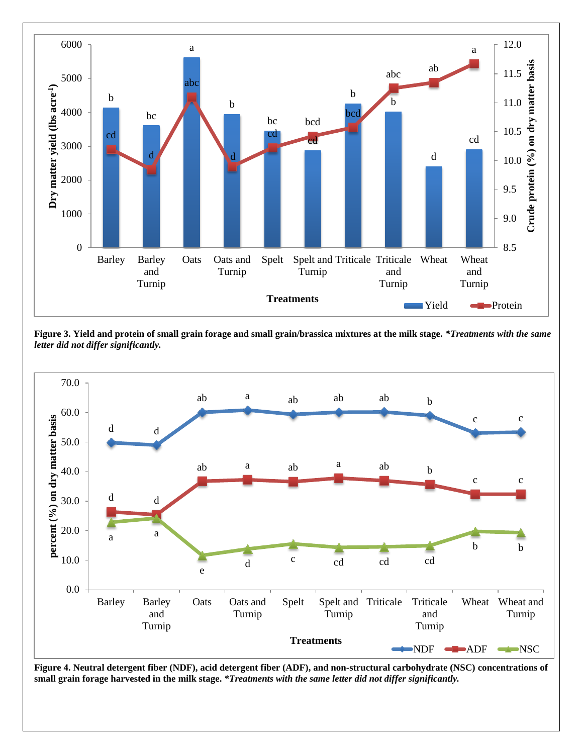**Figure 3. Yield and protein of small grain forage and small grain/brassica mixtures at the milk stage.** ***Treatments with the same letter did not differ significantly.***

**Figure 4. Neutral detergent fiber (NDF), acid detergent fiber (ADF), and non-structural carbohydrate (NSC) concentrations of small grain forage harvested in the milk stage.** ***Treatments with the same letter did not differ significantly.***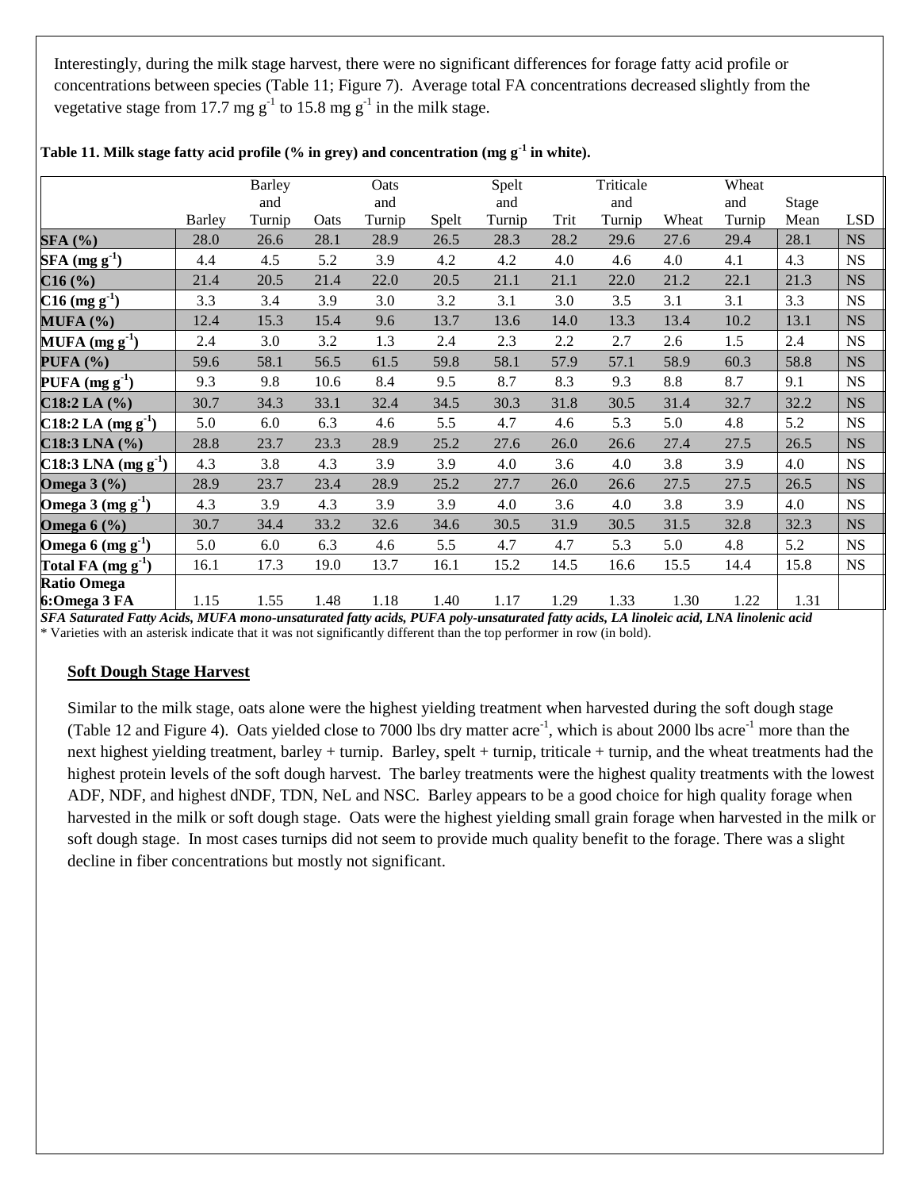Interestingly, during the milk stage harvest, there were no significant differences for forage fatty acid profile or concentrations between species (Table 11; Figure 7). Average total FA concentrations decreased slightly from the vegetative stage from 17.7 mg $g^{-1}$ to 15.8 mg $g^{-1}$ in the milk stage.

**Table 11. Milk stage fatty acid profile (% in grey) and concentration (mg $g^{-1}$ in white).**

| | Barley | Barley and Turnip | Oats | Oats and Turnip | Spelt | Spelt and Turnip | Trit | Triticale and Turnip | Wheat | Wheat and Turnip | Stage Mean | LSD |
|---|---|---|---|---|---|---|---|---|---|---|---|---|
| **SFA (%)** | 28.0 | 26.6 | 28.1 | 28.9 | 26.5 | 28.3 | 28.2 | 29.6 | 27.6 | 29.4 | 28.1 | NS |
| **SFA (mg $g^{-1}$)** | 4.4 | 4.5 | 5.2 | 3.9 | 4.2 | 4.2 | 4.0 | 4.6 | 4.0 | 4.1 | 4.3 | NS |
| **C16 (%)** | 21.4 | 20.5 | 21.4 | 22.0 | 20.5 | 21.1 | 21.1 | 22.0 | 21.2 | 22.1 | 21.3 | NS |
| **C16 (mg $g^{-1}$)** | 3.3 | 3.4 | 3.9 | 3.0 | 3.2 | 3.1 | 3.0 | 3.5 | 3.1 | 3.1 | 3.3 | NS |
| **MUFA (%)** | 12.4 | 15.3 | 15.4 | 9.6 | 13.7 | 13.6 | 14.0 | 13.3 | 13.4 | 10.2 | 13.1 | NS |
| **MUFA (mg $g^{-1}$)** | 2.4 | 3.0 | 3.2 | 1.3 | 2.4 | 2.3 | 2.2 | 2.7 | 2.6 | 1.5 | 2.4 | NS |
| **PUFA (%)** | 59.6 | 58.1 | 56.5 | 61.5 | 59.8 | 58.1 | 57.9 | 57.1 | 58.9 | 60.3 | 58.8 | NS |
| **PUFA (mg $g^{-1}$)** | 9.3 | 9.8 | 10.6 | 8.4 | 9.5 | 8.7 | 8.3 | 9.3 | 8.8 | 8.7 | 9.1 | NS |
| **C18:2 LA (%)** | 30.7 | 34.3 | 33.1 | 32.4 | 34.5 | 30.3 | 31.8 | 30.5 | 31.4 | 32.7 | 32.2 | NS |
| **C18:2 LA (mg $g^{-1}$)** | 5.0 | 6.0 | 6.3 | 4.6 | 5.5 | 4.7 | 4.6 | 5.3 | 5.0 | 4.8 | 5.2 | NS |
| **C18:3 LNA (%)** | 28.8 | 23.7 | 23.3 | 28.9 | 25.2 | 27.6 | 26.0 | 26.6 | 27.4 | 27.5 | 26.5 | NS |
| **C18:3 LNA (mg $g^{-1}$)** | 4.3 | 3.8 | 4.3 | 3.9 | 3.9 | 4.0 | 3.6 | 4.0 | 3.8 | 3.9 | 4.0 | NS |
| **Omega 3 (%)** | 28.9 | 23.7 | 23.4 | 28.9 | 25.2 | 27.7 | 26.0 | 26.6 | 27.5 | 27.5 | 26.5 | NS |
| **Omega 3 (mg $g^{-1}$)** | 4.3 | 3.9 | 4.3 | 3.9 | 3.9 | 4.0 | 3.6 | 4.0 | 3.8 | 3.9 | 4.0 | NS |
| **Omega 6 (%)** | 30.7 | 34.4 | 33.2 | 32.6 | 34.6 | 30.5 | 31.9 | 30.5 | 31.5 | 32.8 | 32.3 | NS |
| **Omega 6 (mg $g^{-1}$)** | 5.0 | 6.0 | 6.3 | 4.6 | 5.5 | 4.7 | 4.7 | 5.3 | 5.0 | 4.8 | 5.2 | NS |
| **Total FA (mg $g^{-1}$)** | 16.1 | 17.3 | 19.0 | 13.7 | 16.1 | 15.2 | 14.5 | 16.6 | 15.5 | 14.4 | 15.8 | NS |
| **Ratio Omega 6:Omega 3 FA** | 1.15 | 1.55 | 1.48 | 1.18 | 1.40 | 1.17 | 1.29 | 1.33 | 1.30 | 1.22 | 1.31 | |

***SFA Saturated Fatty Acids, MUFA mono-unsaturated fatty acids, PUFA poly-unsaturated fatty acids, LA linoleic acid, LNA linolenic acid***
\* Varieties with an asterisk indicate that it was not significantly different than the top performer in row (in bold).

## Soft Dough Stage Harvest

Similar to the milk stage, oats alone were the highest yielding treatment when harvested during the soft dough stage (Table 12 and Figure 4). Oats yielded close to 7000 lbs dry matter $acre^{-1}$, which is about 2000 lbs $acre^{-1}$ more than the next highest yielding treatment, barley + turnip. Barley, spelt + turnip, triticale + turnip, and the wheat treatments had the highest protein levels of the soft dough harvest. The barley treatments were the highest quality treatments with the lowest ADF, NDF, and highest dNDF, TDN, NeL and NSC. Barley appears to be a good choice for high quality forage when harvested in the milk or soft dough stage. Oats were the highest yielding small grain forage when harvested in the milk or soft dough stage. In most cases turnips did not seem to provide much quality benefit to the forage. There was a slight decline in fiber concentrations but mostly not significant.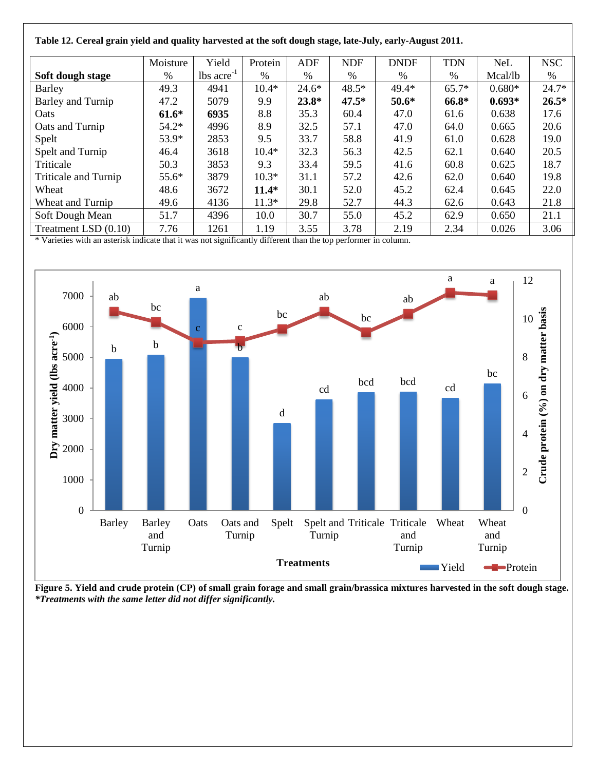**Table 12. Cereal grain yield and quality harvested at the soft dough stage, late-July, early-August 2011.**

| Soft dough stage | Moisture % | Yield lbs acre$^{-1}$ | Protein % | ADF % | NDF % | DNDF % | TDN % | NeL Mcal/lb | NSC % |
|---|---|---|---|---|---|---|---|---|---|
| Barley | 49.3 | 4941 | 10.4* | 24.6* | 48.5* | 49.4* | 65.7* | 0.680* | 24.7* |
| Barley and Turnip | 47.2 | 5079 | 9.9 | **23.8*** | **47.5*** | **50.6*** | **66.8*** | **0.693*** | **26.5*** |
| Oats | **61.6*** | **6935** | 8.8 | 35.3 | 60.4 | 47.0 | 61.6 | 0.638 | 17.6 |
| Oats and Turnip | 54.2* | 4996 | 8.9 | 32.5 | 57.1 | 47.0 | 64.0 | 0.665 | 20.6 |
| Spelt | 53.9* | 2853 | 9.5 | 33.7 | 58.8 | 41.9 | 61.0 | 0.628 | 19.0 |
| Spelt and Turnip | 46.4 | 3618 | 10.4* | 32.3 | 56.3 | 42.5 | 62.1 | 0.640 | 20.5 |
| Triticale | 50.3 | 3853 | 9.3 | 33.4 | 59.5 | 41.6 | 60.8 | 0.625 | 18.7 |
| Triticale and Turnip | 55.6* | 3879 | 10.3* | 31.1 | 57.2 | 42.6 | 62.0 | 0.640 | 19.8 |
| Wheat | 48.6 | 3672 | **11.4*** | 30.1 | 52.0 | 45.2 | 62.4 | 0.645 | 22.0 |
| Wheat and Turnip | 49.6 | 4136 | 11.3* | 29.8 | 52.7 | 44.3 | 62.6 | 0.643 | 21.8 |
| Soft Dough Mean | 51.7 | 4396 | 10.0 | 30.7 | 55.0 | 45.2 | 62.9 | 0.650 | 21.1 |
| Treatment LSD (0.10) | 7.76 | 1261 | 1.19 | 3.55 | 3.78 | 2.19 | 2.34 | 0.026 | 3.06 |

* Varieties with an asterisk indicate that it was not significantly different than the top performer in column.

**Figure 5. Yield and crude protein (CP) of small grain forage and small grain/brassica mixtures harvested in the soft dough stage.** ***Treatments with the same letter did not differ significantly.***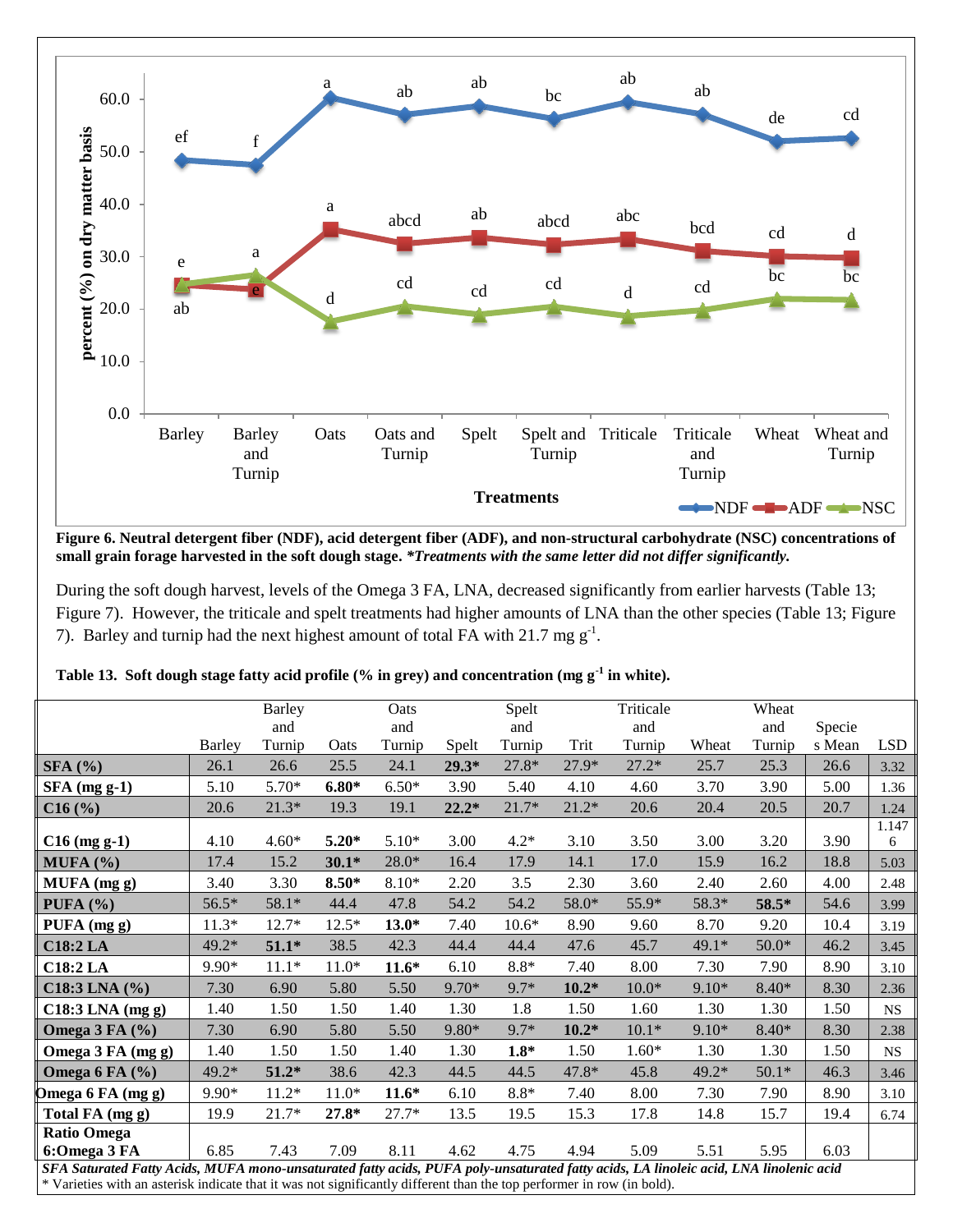**Figure 6. Neutral detergent fiber (NDF), acid detergent fiber (ADF), and non-structural carbohydrate (NSC) concentrations of small grain forage harvested in the soft dough stage.** ***Treatments with the same letter did not differ significantly.***

During the soft dough harvest, levels of the Omega 3 FA, LNA, decreased significantly from earlier harvests (Table 13; Figure 7). However, the triticale and spelt treatments had higher amounts of LNA than the other species (Table 13; Figure 7). Barley and turnip had the next highest amount of total FA with 21.7 mg $g^{-1}$.

**Table 13. Soft dough stage fatty acid profile (% in grey) and concentration (mg $g^{-1}$ in white).**

| | Barley | Barley and Turnip | Oats | Oats and Turnip | Spelt | Spelt and Turnip | Trit | Triticale and Turnip | Wheat | Wheat and Turnip | Species Mean | LSD |
|---|---|---|---|---|---|---|---|---|---|---|---|---|
| **SFA (%)** | 26.1 | 26.6 | 25.5 | 24.1 | **29.3*** | 27.8* | 27.9* | 27.2* | 25.7 | 25.3 | 26.6 | 3.32 |
| **SFA (mg g-1)** | 5.10 | 5.70* | **6.80*** | 6.50* | 3.90 | 5.40 | 4.10 | 4.60 | 3.70 | 3.90 | 5.00 | 1.36 |
| **C16 (%)** | 20.6 | 21.3* | 19.3 | 19.1 | **22.2*** | 21.7* | 21.2* | 20.6 | 20.4 | 20.5 | 20.7 | 1.24 |
| **C16 (mg g-1)** | 4.10 | 4.60* | **5.20*** | 5.10* | 3.00 | 4.2* | 3.10 | 3.50 | 3.00 | 3.20 | 3.90 | 1.1476 |
| **MUFA (%)** | 17.4 | 15.2 | **30.1*** | 28.0* | 16.4 | 17.9 | 14.1 | 17.0 | 15.9 | 16.2 | 18.8 | 5.03 |
| **MUFA (mg g)** | 3.40 | 3.30 | **8.50*** | 8.10* | 2.20 | 3.5 | 2.30 | 3.60 | 2.40 | 2.60 | 4.00 | 2.48 |
| **PUFA (%)** | 56.5* | 58.1* | 44.4 | 47.8 | 54.2 | 54.2 | 58.0* | 55.9* | 58.3* | **58.5*** | 54.6 | 3.99 |
| **PUFA (mg g)** | 11.3* | 12.7* | 12.5* | **13.0*** | 7.40 | 10.6* | 8.90 | 9.60 | 8.70 | 9.20 | 10.4 | 3.19 |
| **C18:2 LA** | 49.2* | **51.1*** | 38.5 | 42.3 | 44.4 | 44.4 | 47.6 | 45.7 | 49.1* | 50.0* | 46.2 | 3.45 |
| **C18:2 LA** | 9.90* | 11.1* | 11.0* | **11.6*** | 6.10 | 8.8* | 7.40 | 8.00 | 7.30 | 7.90 | 8.90 | 3.10 |
| **C18:3 LNA (%)** | 7.30 | 6.90 | 5.80 | 5.50 | 9.70* | 9.7* | **10.2*** | 10.0* | 9.10* | 8.40* | 8.30 | 2.36 |
| **C18:3 LNA (mg g)** | 1.40 | 1.50 | 1.50 | 1.40 | 1.30 | 1.8 | 1.50 | 1.60 | 1.30 | 1.30 | 1.50 | NS |
| **Omega 3 FA (%)** | 7.30 | 6.90 | 5.80 | 5.50 | 9.80* | 9.7* | **10.2*** | 10.1* | 9.10* | 8.40* | 8.30 | 2.38 |
| **Omega 3 FA (mg g)** | 1.40 | 1.50 | 1.50 | 1.40 | 1.30 | **1.8*** | 1.50 | 1.60* | 1.30 | 1.30 | 1.50 | NS |
| **Omega 6 FA (%)** | 49.2* | **51.2*** | 38.6 | 42.3 | 44.5 | 44.5 | 47.8* | 45.8 | 49.2* | 50.1* | 46.3 | 3.46 |
| **Omega 6 FA (mg g)** | 9.90* | 11.2* | 11.0* | **11.6*** | 6.10 | 8.8* | 7.40 | 8.00 | 7.30 | 7.90 | 8.90 | 3.10 |
| **Total FA (mg g)** | 19.9 | 21.7* | **27.8*** | 27.7* | 13.5 | 19.5 | 15.3 | 17.8 | 14.8 | 15.7 | 19.4 | 6.74 |
| **Ratio Omega 6:Omega 3 FA** | 6.85 | 7.43 | 7.09 | 8.11 | 4.62 | 4.75 | 4.94 | 5.09 | 5.51 | 5.95 | 6.03 | |

***SFA Saturated Fatty Acids, MUFA mono-unsaturated fatty acids, PUFA poly-unsaturated fatty acids, LA linoleic acid, LNA linolenic acid***

\* Varieties with an asterisk indicate that it was not significantly different than the top performer in row (in bold).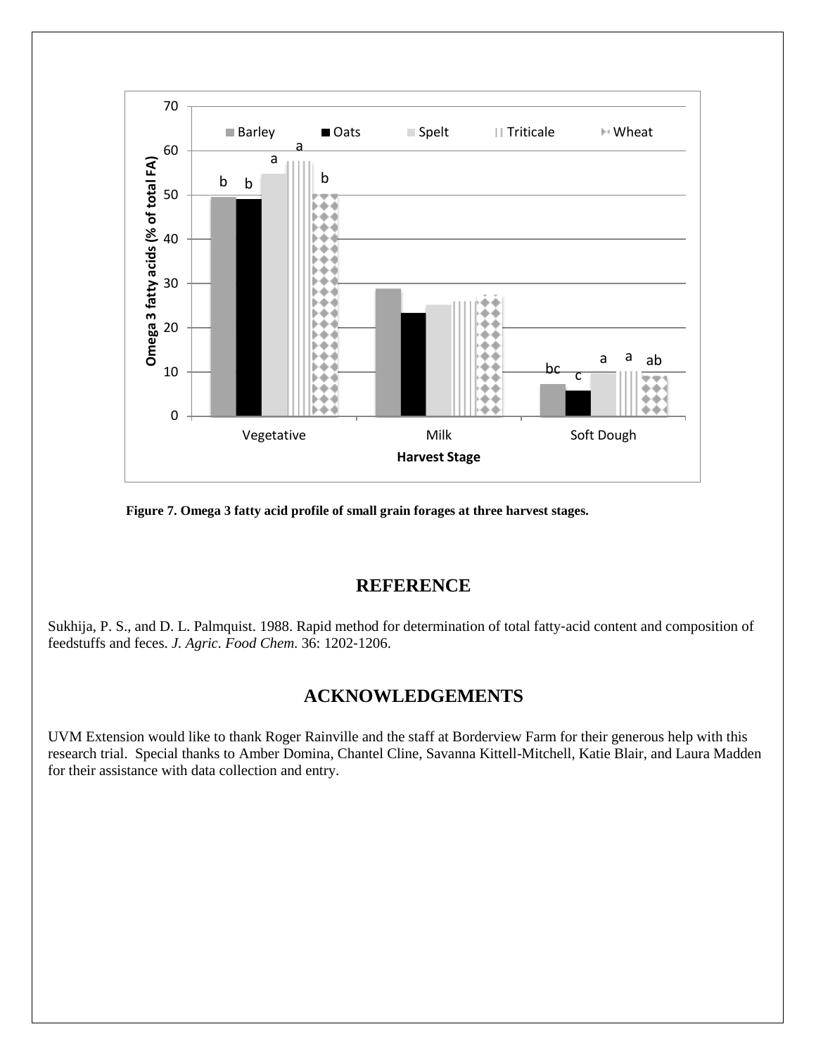Figure 7. Omega 3 fatty acid profile of small grain forages at three harvest stages.

## REFERENCE

Sukhija, P. S., and D. L. Palmquist. 1988. Rapid method for determination of total fatty-acid content and composition of feedstuffs and feces. *J. Agric. Food Chem.* 36: 1202-1206.

## ACKNOWLEDGEMENTS

UVM Extension would like to thank Roger Rainville and the staff at Borderview Farm for their generous help with this research trial. Special thanks to Amber Domina, Chantel Cline, Savanna Kittell-Mitchell, Katie Blair, and Laura Madden for their assistance with data collection and entry.